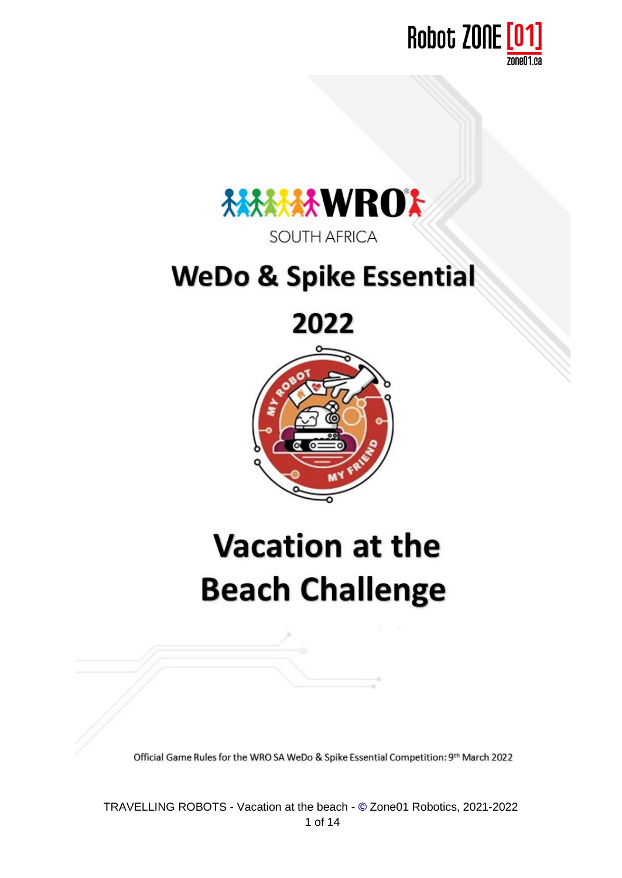Robot ZONE [01]
zone01.ca

WRO

SOUTH AFRICA

# WeDo & Spike Essential

# 2022

# Vacation at the Beach Challenge

Official Game Rules for the WRO SA WeDo & Spike Essential Competition: 9th March 2022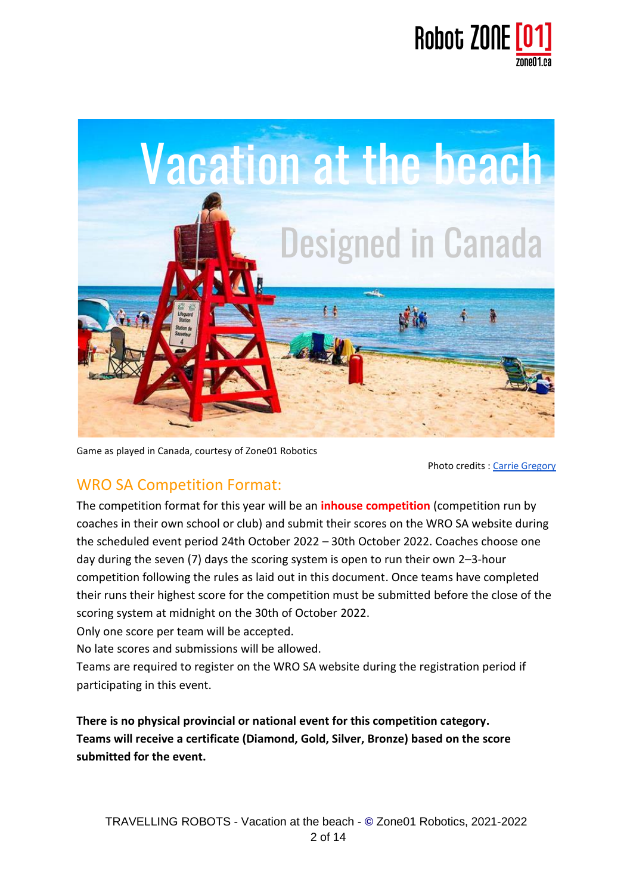Game as played in Canada, courtesy of Zone01 Robotics

Photo credits : Carrie Gregory

## WRO SA Competition Format:

The competition format for this year will be an **inhouse competition** (competition run by coaches in their own school or club) and submit their scores on the WRO SA website during the scheduled event period 24th October 2022 – 30th October 2022. Coaches choose one day during the seven (7) days the scoring system is open to run their own 2–3-hour competition following the rules as laid out in this document. Once teams have completed their runs their highest score for the competition must be submitted before the close of the scoring system at midnight on the 30th of October 2022.

Only one score per team will be accepted.

No late scores and submissions will be allowed.

Teams are required to register on the WRO SA website during the registration period if participating in this event.

**There is no physical provincial or national event for this competition category. Teams will receive a certificate (Diamond, Gold, Silver, Bronze) based on the score submitted for the event.**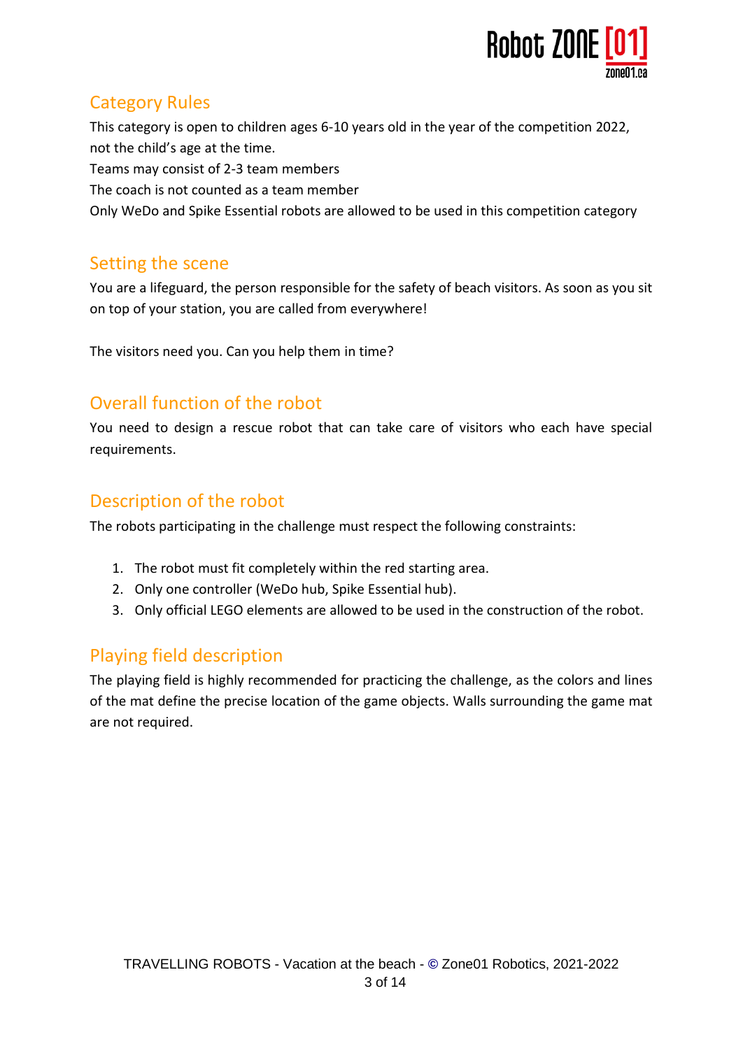## Category Rules

This category is open to children ages 6-10 years old in the year of the competition 2022, not the child's age at the time.

Teams may consist of 2-3 team members

The coach is not counted as a team member

Only WeDo and Spike Essential robots are allowed to be used in this competition category

## Setting the scene

You are a lifeguard, the person responsible for the safety of beach visitors. As soon as you sit on top of your station, you are called from everywhere!

The visitors need you. Can you help them in time?

## Overall function of the robot

You need to design a rescue robot that can take care of visitors who each have special requirements.

## Description of the robot

The robots participating in the challenge must respect the following constraints:

1. The robot must fit completely within the red starting area.
2. Only one controller (WeDo hub, Spike Essential hub).
3. Only official LEGO elements are allowed to be used in the construction of the robot.

## Playing field description

The playing field is highly recommended for practicing the challenge, as the colors and lines of the mat define the precise location of the game objects. Walls surrounding the game mat are not required.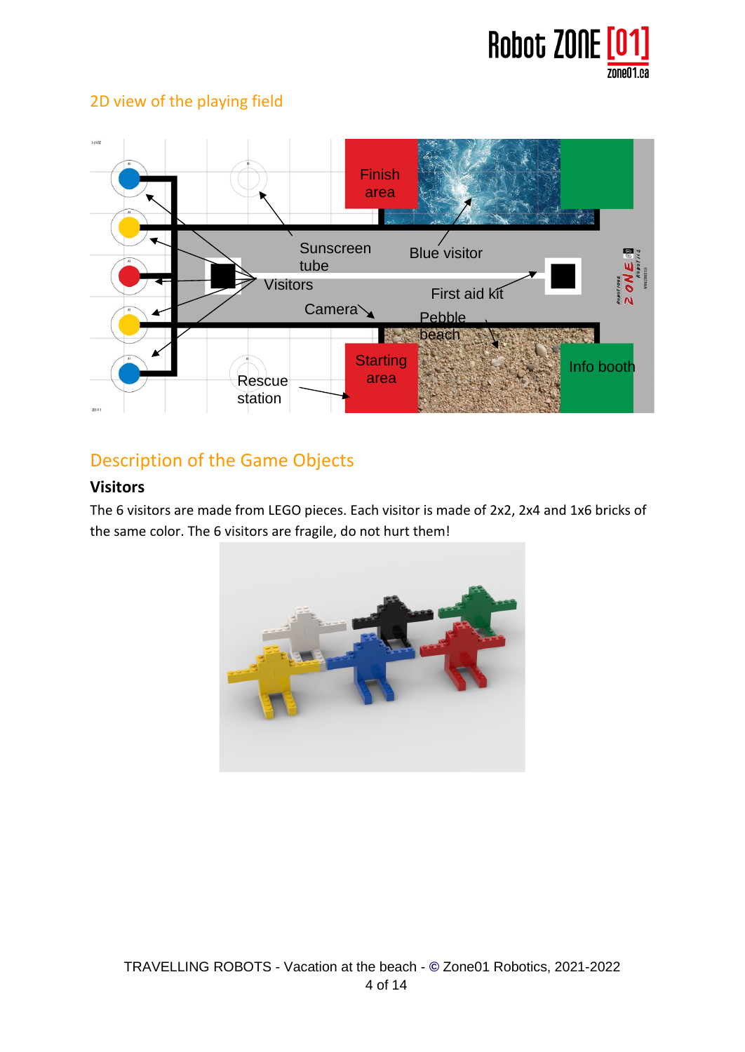## 2D view of the playing field

## Description of the Game Objects

### Visitors

The 6 visitors are made from LEGO pieces. Each visitor is made of 2x2, 2x4 and 1x6 bricks of the same color. The 6 visitors are fragile, do not hurt them!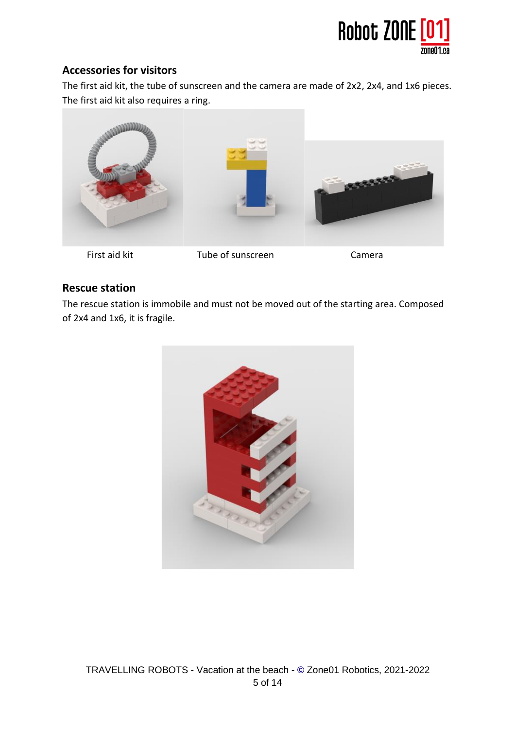## Accessories for visitors

The first aid kit, the tube of sunscreen and the camera are made of 2x2, 2x4, and 1x6 pieces. The first aid kit also requires a ring.

First aid kit Tube of sunscreen Camera

## Rescue station

The rescue station is immobile and must not be moved out of the starting area. Composed of 2x4 and 1x6, it is fragile.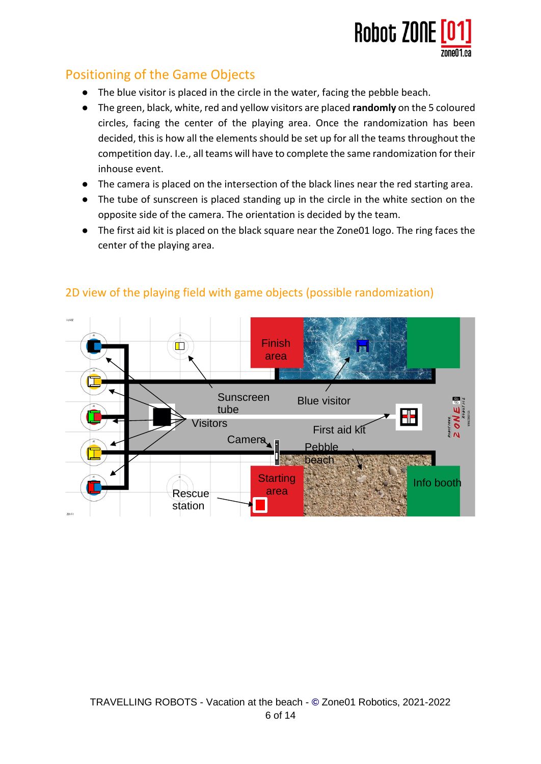## Positioning of the Game Objects

- The blue visitor is placed in the circle in the water, facing the pebble beach.
- The green, black, white, red and yellow visitors are placed **randomly** on the 5 coloured circles, facing the center of the playing area. Once the randomization has been decided, this is how all the elements should be set up for all the teams throughout the competition day. I.e., all teams will have to complete the same randomization for their inhouse event.
- The camera is placed on the intersection of the black lines near the red starting area.
- The tube of sunscreen is placed standing up in the circle in the white section on the opposite side of the camera. The orientation is decided by the team.
- The first aid kit is placed on the black square near the Zone01 logo. The ring faces the center of the playing area.

## 2D view of the playing field with game objects (possible randomization)

Finish area

Blue visitor

Sunscreen tube

Visitors

First aid kit

Camera

Pebble beach

Starting area

Info booth

Rescue station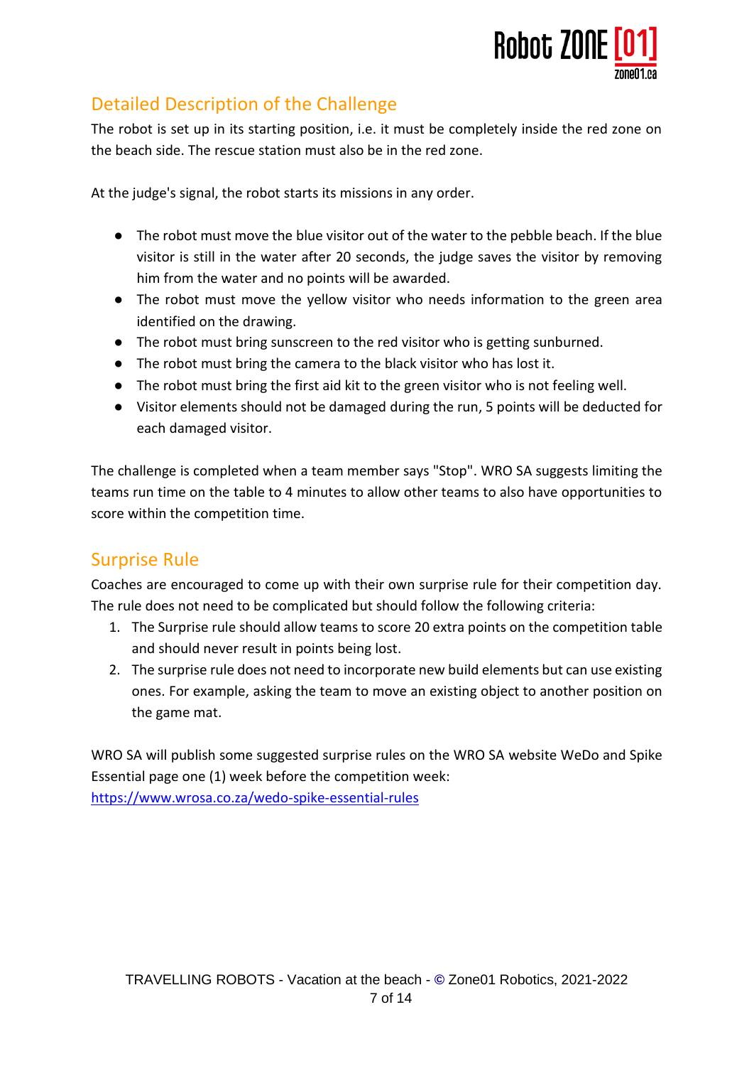## Detailed Description of the Challenge

The robot is set up in its starting position, i.e. it must be completely inside the red zone on the beach side. The rescue station must also be in the red zone.

At the judge's signal, the robot starts its missions in any order.

- The robot must move the blue visitor out of the water to the pebble beach. If the blue visitor is still in the water after 20 seconds, the judge saves the visitor by removing him from the water and no points will be awarded.
- The robot must move the yellow visitor who needs information to the green area identified on the drawing.
- The robot must bring sunscreen to the red visitor who is getting sunburned.
- The robot must bring the camera to the black visitor who has lost it.
- The robot must bring the first aid kit to the green visitor who is not feeling well.
- Visitor elements should not be damaged during the run, 5 points will be deducted for each damaged visitor.

The challenge is completed when a team member says "Stop". WRO SA suggests limiting the teams run time on the table to 4 minutes to allow other teams to also have opportunities to score within the competition time.

## Surprise Rule

Coaches are encouraged to come up with their own surprise rule for their competition day. The rule does not need to be complicated but should follow the following criteria:

1. The Surprise rule should allow teams to score 20 extra points on the competition table and should never result in points being lost.
2. The surprise rule does not need to incorporate new build elements but can use existing ones. For example, asking the team to move an existing object to another position on the game mat.

WRO SA will publish some suggested surprise rules on the WRO SA website WeDo and Spike Essential page one (1) week before the competition week:
https://www.wrosa.co.za/wedo-spike-essential-rules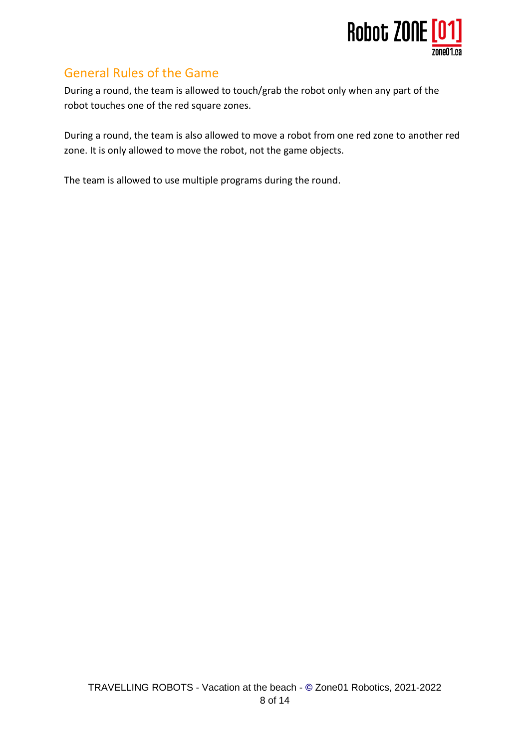## General Rules of the Game

During a round, the team is allowed to touch/grab the robot only when any part of the robot touches one of the red square zones.

During a round, the team is also allowed to move a robot from one red zone to another red zone. It is only allowed to move the robot, not the game objects.

The team is allowed to use multiple programs during the round.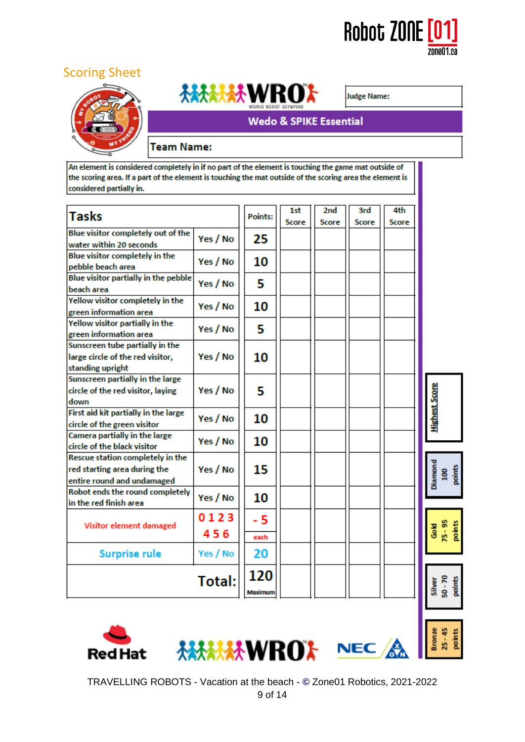Robot ZONE [01] zone01.ca

## Scoring Sheet

WRO

Judge Name:

**Wedo & SPIKE Essential**

**Team Name:**

An element is considered completely in if no part of the element is touching the game mat outside of the scoring area. If a part of the element is touching the mat outside of the scoring area the element is considered partially in.

| Tasks | | Points: | 1st Score | 2nd Score | 3rd Score | 4th Score |
|---|---|---|---|---|---|---|
| Blue visitor completely out of the water within 20 seconds | Yes / No | 25 | | | | |
| Blue visitor completely in the pebble beach area | Yes / No | 10 | | | | |
| Blue visitor partially in the pebble beach area | Yes / No | 5 | | | | |
| Yellow visitor completely in the green information area | Yes / No | 10 | | | | |
| Yellow visitor partially in the green information area | Yes / No | 5 | | | | |
| Sunscreen tube partially in the large circle of the red visitor, standing upright | Yes / No | 10 | | | | |
| Sunscreen partially in the large circle of the red visitor, laying down | Yes / No | 5 | | | | |
| First aid kit partially in the large circle of the green visitor | Yes / No | 10 | | | | |
| Camera partially in the large circle of the black visitor | Yes / No | 10 | | | | |
| Rescue station completely in the red starting area during the entire round and undamaged | Yes / No | 15 | | | | |
| Robot ends the round completely in the red finish area | Yes / No | 10 | | | | |
| Visitor element damaged | 0 1 2 3 4 5 6 | - 5 each | | | | |
| Surprise rule | Yes / No | 20 | | | | |
| **Total:** | | 120 Maximum | | | | |

| Highest Score | |
|---|---|
| Diamond | 100 points |
| Gold | 75 - 95 points |
| Silver | 50 - 70 points |
| Bronze | 25 - 45 points |

Red Hat WRO NEC

TRAVELLING ROBOTS - Vacation at the beach - © Zone01 Robotics, 2021-2022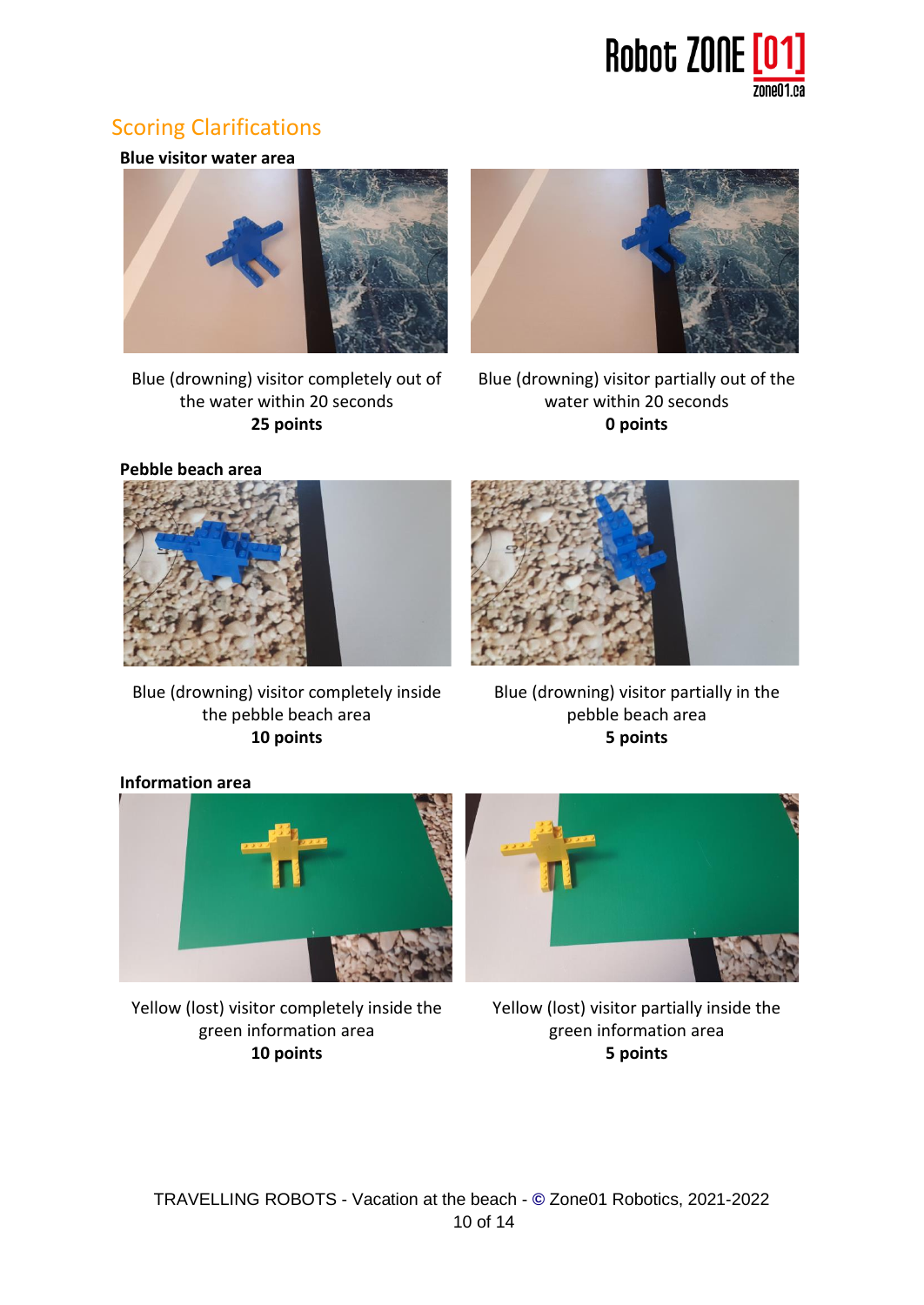## Scoring Clarifications

**Blue visitor water area**

Blue (drowning) visitor completely out of the water within 20 seconds
**25 points**

Blue (drowning) visitor partially out of the water within 20 seconds
**0 points**

**Pebble beach area**

Blue (drowning) visitor completely inside the pebble beach area
**10 points**

Blue (drowning) visitor partially in the pebble beach area
**5 points**

**Information area**

Yellow (lost) visitor completely inside the green information area
**10 points**

Yellow (lost) visitor partially inside the green information area
**5 points**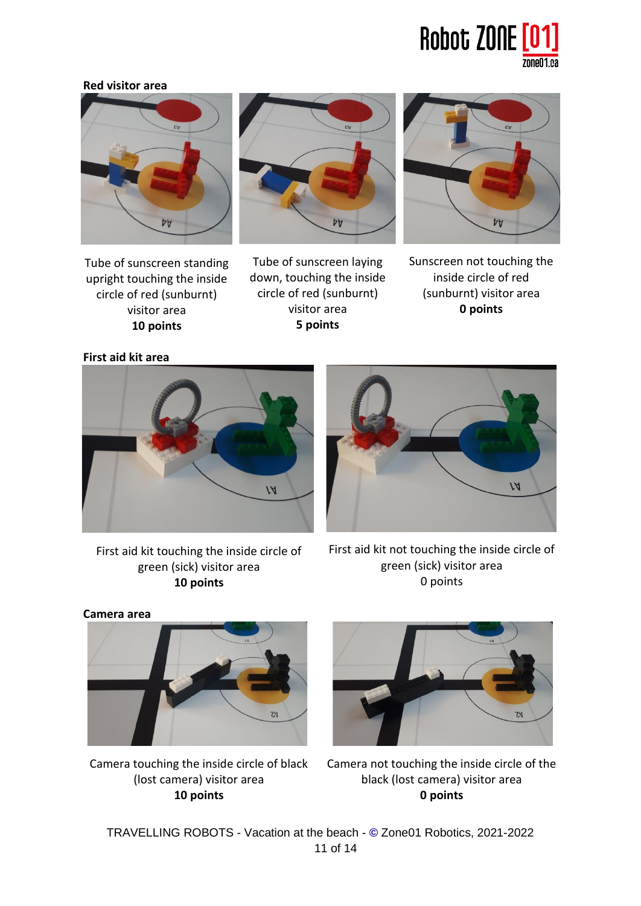**Red visitor area**

Tube of sunscreen standing upright touching the inside circle of red (sunburnt) visitor area
**10 points**

Tube of sunscreen laying down, touching the inside circle of red (sunburnt) visitor area
**5 points**

Sunscreen not touching the inside circle of red (sunburnt) visitor area
**0 points**

**First aid kit area**

First aid kit touching the inside circle of green (sick) visitor area
**10 points**

First aid kit not touching the inside circle of green (sick) visitor area
0 points

**Camera area**

Camera touching the inside circle of black (lost camera) visitor area
**10 points**

Camera not touching the inside circle of the black (lost camera) visitor area
**0 points**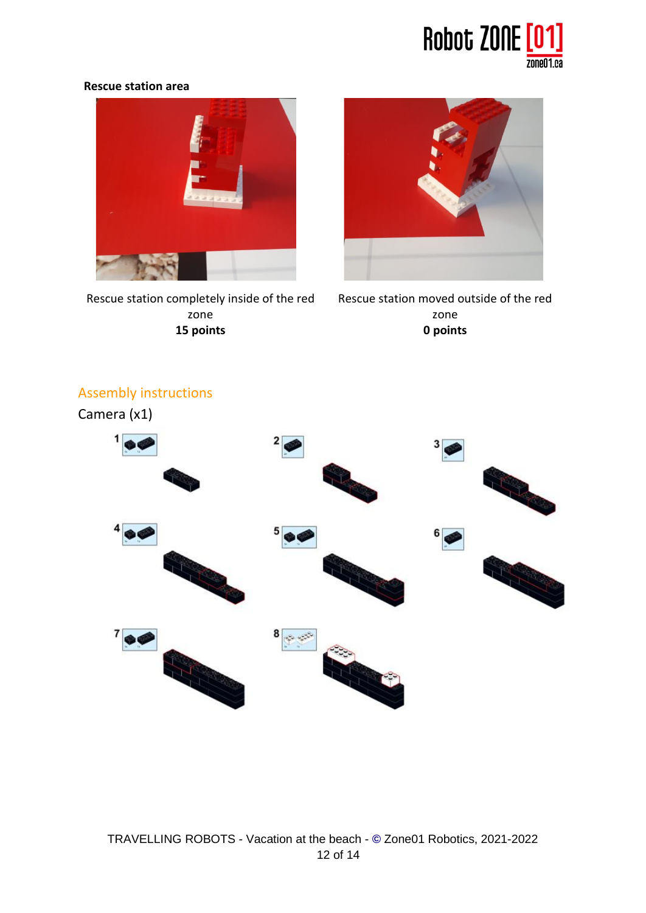**Rescue station area**

Rescue station completely inside of the red zone
**15 points**

Rescue station moved outside of the red zone
**0 points**

## Assembly instructions

Camera (x1)

1

2

3

4

5

6

7

8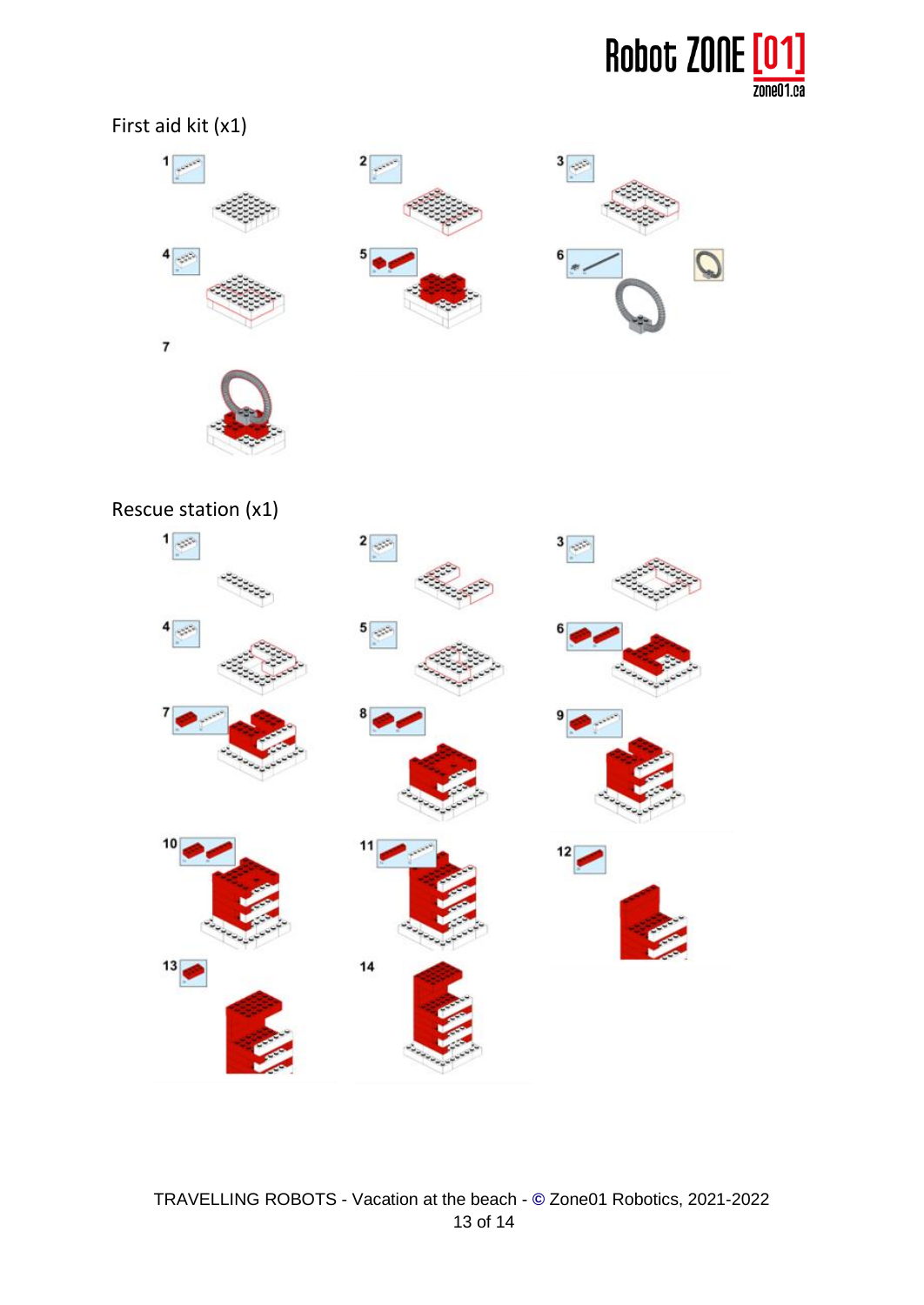First aid kit (x1)

1

2

3

4

5

6

7

Rescue station (x1)

1

2

3

4

5

6

7

8

9

10

11

12

13

14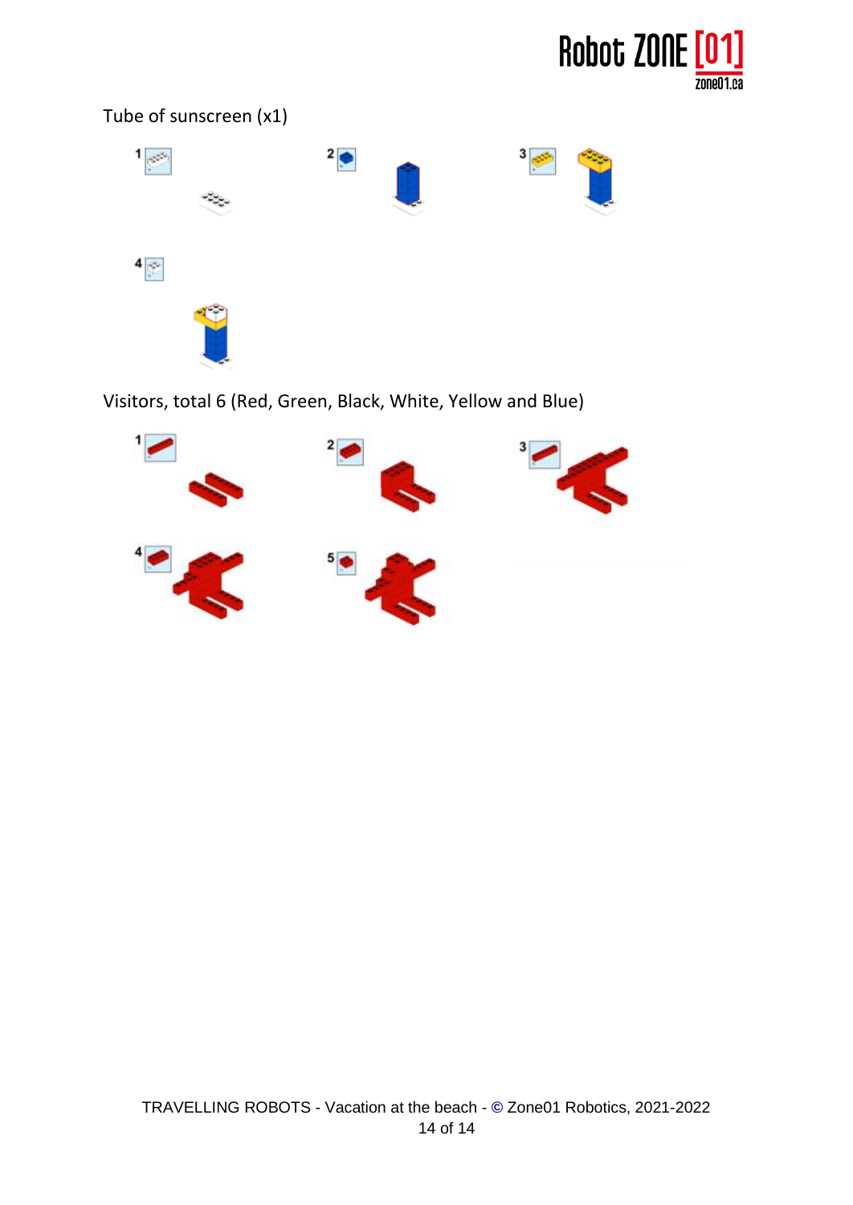Tube of sunscreen (x1)

1

2

3

4

Visitors, total 6 (Red, Green, Black, White, Yellow and Blue)

1

2

3

4

5